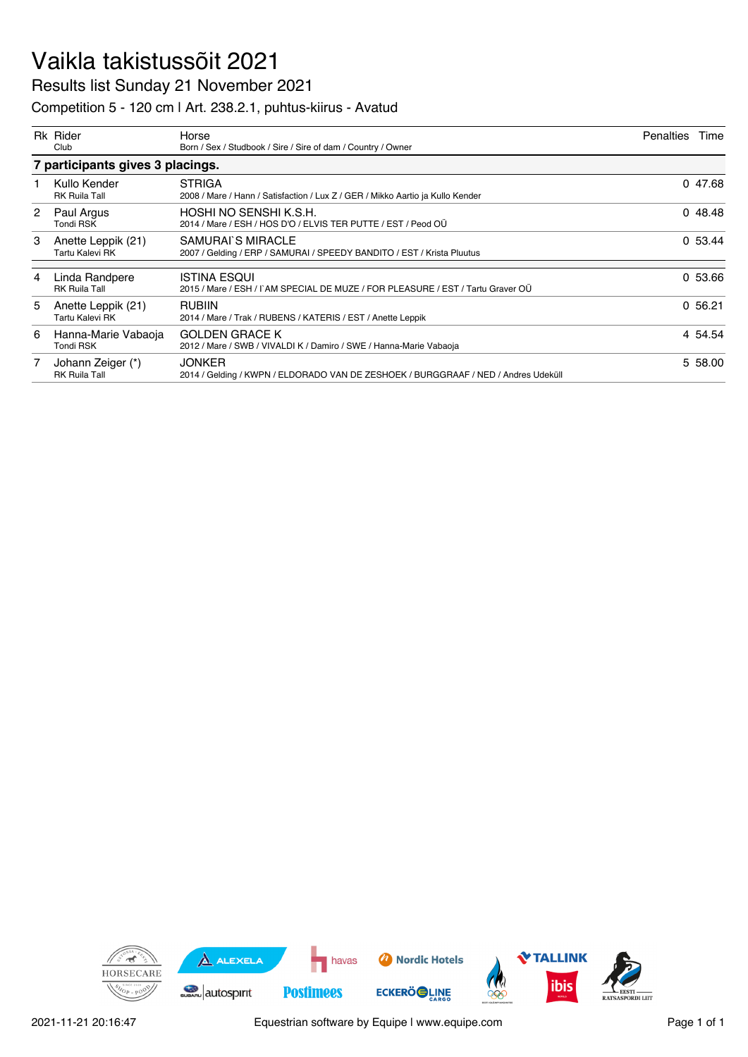# Vaikla takistussõit 2021

## Results list Sunday 21 November 2021

### Competition 5 - 120 cm | Art. 238.2.1, puhtus-kiirus - Avatud

| Rk | Rider<br>Club | Horse<br>Born / Sex / Studbook / Sire / Sire of dam / Country / Owner | Penalties | Time |
|---|---|---|---|---|
| **7 participants gives 3 placings.** | | | | |
| 1 | Kullo Kender<br>RK Ruila Tall | STRIGA<br>2008 / Mare / Hann / Satisfaction / Lux Z / GER / Mikko Aartio ja Kullo Kender | 0 | 47.68 |
| 2 | Paul Argus<br>Tondi RSK | HOSHI NO SENSHI K.S.H.<br>2014 / Mare / ESH / HOS D'O / ELVIS TER PUTTE / EST / Peod OÜ | 0 | 48.48 |
| 3 | Anette Leppik (21)<br>Tartu Kalevi RK | SAMURAI`S MIRACLE<br>2007 / Gelding / ERP / SAMURAI / SPEEDY BANDITO / EST / Krista Pluutus | 0 | 53.44 |
| 4 | Linda Randpere<br>RK Ruila Tall | ISTINA ESQUI<br>2015 / Mare / ESH / I`AM SPECIAL DE MUZE / FOR PLEASURE / EST / Tartu Graver OÜ | 0 | 53.66 |
| 5 | Anette Leppik (21)<br>Tartu Kalevi RK | RUBIIN<br>2014 / Mare / Trak / RUBENS / KATERIS / EST / Anette Leppik | 0 | 56.21 |
| 6 | Hanna-Marie Vabaoja<br>Tondi RSK | GOLDEN GRACE K<br>2012 / Mare / SWB / VIVALDI K / Damiro / SWE / Hanna-Marie Vabaoja | 4 | 54.54 |
| 7 | Johann Zeiger (*)<br>RK Ruila Tall | JONKER<br>2014 / Gelding / KWPN / ELDORADO VAN DE ZESHOEK / BURGGRAAF / NED / Andres Udeküll | 5 | 58.00 |

2021-11-21 20:16:47 Equestrian software by Equipe | www.equipe.com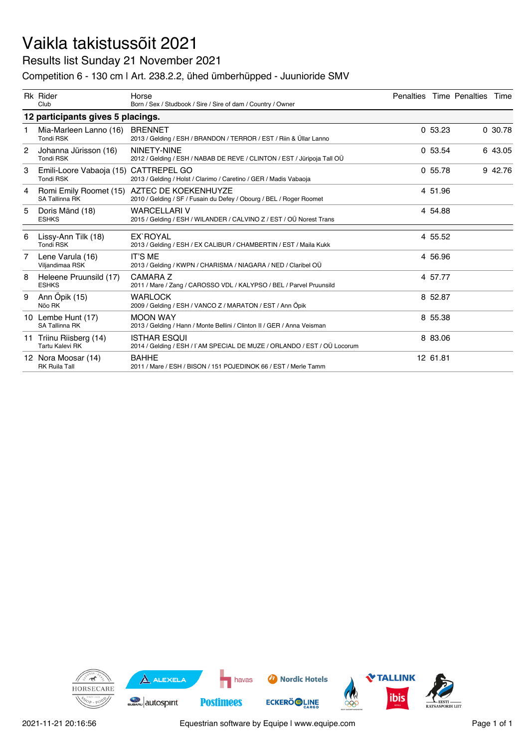# Vaikla takistussõit 2021

## Results list Sunday 21 November 2021

### Competition 6 - 130 cm | Art. 238.2.2, ühed ümberhüpped - Juunioride SMV

| Rk | Rider / Club | Horse / Born / Sex / Studbook / Sire / Sire of dam / Country / Owner | Penalties | Time | Penalties | Time |
|---|---|---|---|---|---|---|
| **12 participants gives 5 placings.** | | | | | | |
| 1 | Mia-Marleen Lanno (16) / Tondi RSK | BRENNET / 2013 / Gelding / ESH / BRANDON / TERROR / EST / Riin & Üllar Lanno | 0 | 53.23 | 0 | 30.78 |
| 2 | Johanna Jürisson (16) / Tondi RSK | NINETY-NINE / 2012 / Gelding / ESH / NABAB DE REVE / CLINTON / EST / Jüripoja Tall OÜ | 0 | 53.54 | 6 | 43.05 |
| 3 | Emili-Loore Vabaoja (15) / Tondi RSK | CATTREPEL GO / 2013 / Gelding / Holst / Clarimo / Caretino / GER / Madis Vabaoja | 0 | 55.78 | 9 | 42.76 |
| 4 | Romi Emily Roomet (15) / SA Tallinna RK | AZTEC DE KOEKENHUYZE / 2010 / Gelding / SF / Fusain du Defey / Obourg / BEL / Roger Roomet | 4 | 51.96 | | |
| 5 | Doris Mänd (18) / ESHKS | WARCELLARI V / 2015 / Gelding / ESH / WILANDER / CALVINO Z / EST / OÜ Norest Trans | 4 | 54.88 | | |
| 6 | Lissy-Ann Tilk (18) / Tondi RSK | EX`ROYAL / 2013 / Gelding / ESH / EX CALIBUR / CHAMBERTIN / EST / Maila Kukk | 4 | 55.52 | | |
| 7 | Lene Varula (16) / Viljandimaa RSK | IT'S ME / 2013 / Gelding / KWPN / CHARISMA / NIAGARA / NED / Claribel OÜ | 4 | 56.96 | | |
| 8 | Heleene Pruunsild (17) / ESHKS | CAMARA Z / 2011 / Mare / Zang / CAROSSO VDL / KALYPSO / BEL / Parvel Pruunsild | 4 | 57.77 | | |
| 9 | Ann Õpik (15) / Nõo RK | WARLOCK / 2009 / Gelding / ESH / VANCO Z / MARATON / EST / Ann Õpik | 8 | 52.87 | | |
| 10 | Lembe Hunt (17) / SA Tallinna RK | MOON WAY / 2013 / Gelding / Hann / Monte Bellini / Clinton II / GER / Anna Veisman | 8 | 55.38 | | |
| 11 | Triinu Riisberg (14) / Tartu Kalevi RK | ISTHAR ESQUI / 2014 / Gelding / ESH / I`AM SPECIAL DE MUZE / ORLANDO / EST / OÜ Locorum | 8 | 83.06 | | |
| 12 | Nora Moosar (14) / RK Ruila Tall | BAHHE / 2011 / Mare / ESH / BISON / 151 POJEDINOK 66 / EST / Merle Tamm | 12 | 61.81 | | |

2021-11-21 20:16:56 Equestrian software by Equipe | www.equipe.com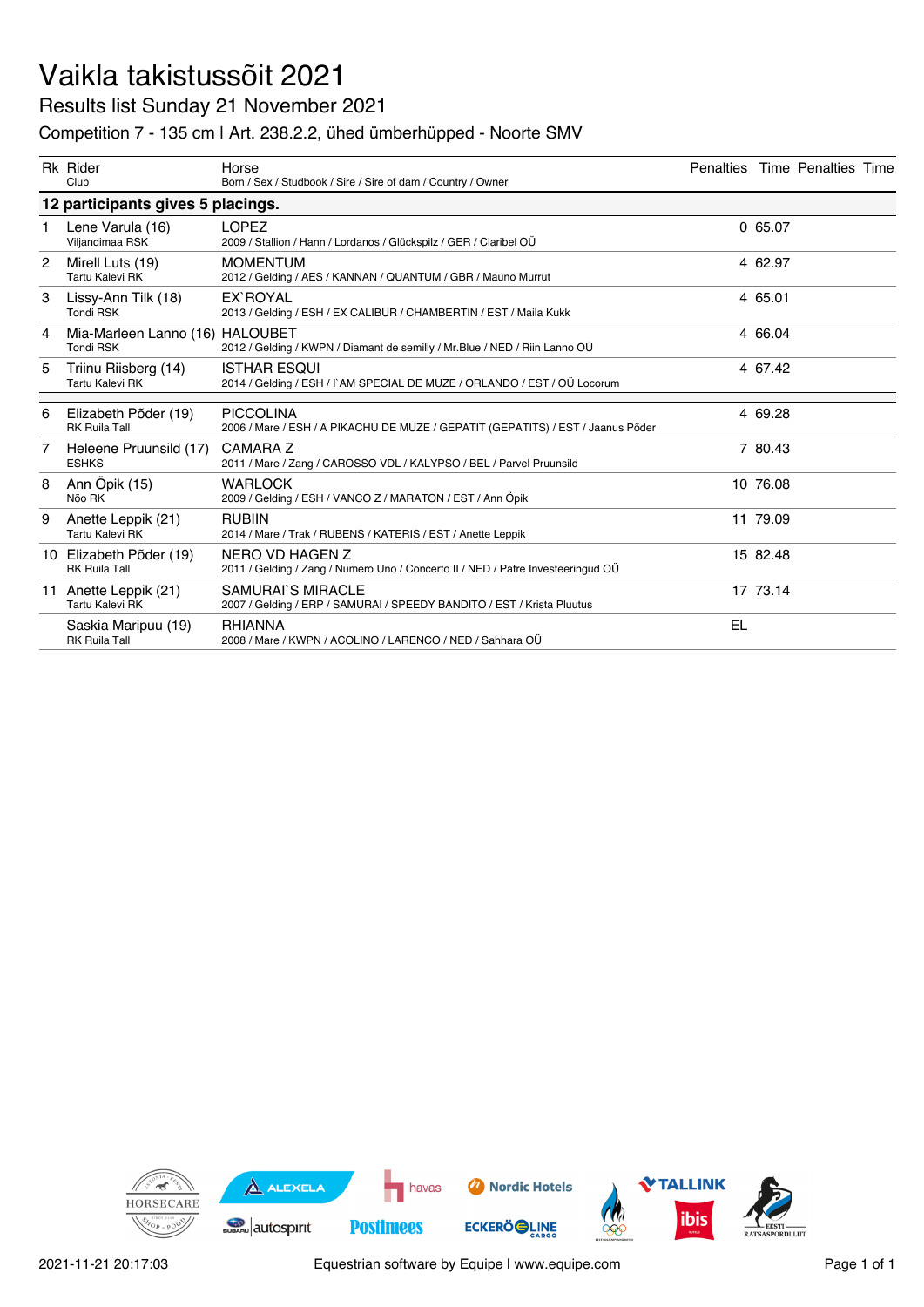# Vaikla takistussõit 2021

## Results list Sunday 21 November 2021

### Competition 7 - 135 cm | Art. 238.2.2, ühed ümberhüpped - Noorte SMV

| Rk | Rider / Club | Horse / Born / Sex / Studbook / Sire / Sire of dam / Country / Owner | Penalties | Time | Penalties | Time |
|---|---|---|---|---|---|---|
| **12 participants gives 5 placings.** | | | | | | |
| 1 | Lene Varula (16)<br>Viljandimaa RSK | LOPEZ<br>2009 / Stallion / Hann / Lordanos / Glückspilz / GER / Claribel OÜ | 0 | 65.07 | | |
| 2 | Mirell Luts (19)<br>Tartu Kalevi RK | MOMENTUM<br>2012 / Gelding / AES / KANNAN / QUANTUM / GBR / Mauno Murrut | 4 | 62.97 | | |
| 3 | Lissy-Ann Tilk (18)<br>Tondi RSK | EX`ROYAL<br>2013 / Gelding / ESH / EX CALIBUR / CHAMBERTIN / EST / Maila Kukk | 4 | 65.01 | | |
| 4 | Mia-Marleen Lanno (16)<br>Tondi RSK | HALOUBET<br>2012 / Gelding / KWPN / Diamant de semilly / Mr.Blue / NED / Riin Lanno OÜ | 4 | 66.04 | | |
| 5 | Triinu Riisberg (14)<br>Tartu Kalevi RK | ISTHAR ESQUI<br>2014 / Gelding / ESH / I`AM SPECIAL DE MUZE / ORLANDO / EST / OÜ Locorum | 4 | 67.42 | | |
| 6 | Elizabeth Põder (19)<br>RK Ruila Tall | PICCOLINA<br>2006 / Mare / ESH / A PIKACHU DE MUZE / GEPATIT (GEPATITS) / EST / Jaanus Põder | 4 | 69.28 | | |
| 7 | Heleene Pruunsild (17)<br>ESHKS | CAMARA Z<br>2011 / Mare / Zang / CAROSSO VDL / KALYPSO / BEL / Parvel Pruunsild | 7 | 80.43 | | |
| 8 | Ann Õpik (15)<br>Nõo RK | WARLOCK<br>2009 / Gelding / ESH / VANCO Z / MARATON / EST / Ann Õpik | 10 | 76.08 | | |
| 9 | Anette Leppik (21)<br>Tartu Kalevi RK | RUBIIN<br>2014 / Mare / Trak / RUBENS / KATERIS / EST / Anette Leppik | 11 | 79.09 | | |
| 10 | Elizabeth Põder (19)<br>RK Ruila Tall | NERO VD HAGEN Z<br>2011 / Gelding / Zang / Numero Uno / Concerto II / NED / Patre Investeeringud OÜ | 15 | 82.48 | | |
| 11 | Anette Leppik (21)<br>Tartu Kalevi RK | SAMURAI`S MIRACLE<br>2007 / Gelding / ERP / SAMURAI / SPEEDY BANDITO / EST / Krista Pluutus | 17 | 73.14 | | |
| | Saskia Maripuu (19)<br>RK Ruila Tall | RHIANNA<br>2008 / Mare / KWPN / ACOLINO / LARENCO / NED / Sahhara OÜ | EL | | | |

2021-11-21 20:17:03 Equestrian software by Equipe | www.equipe.com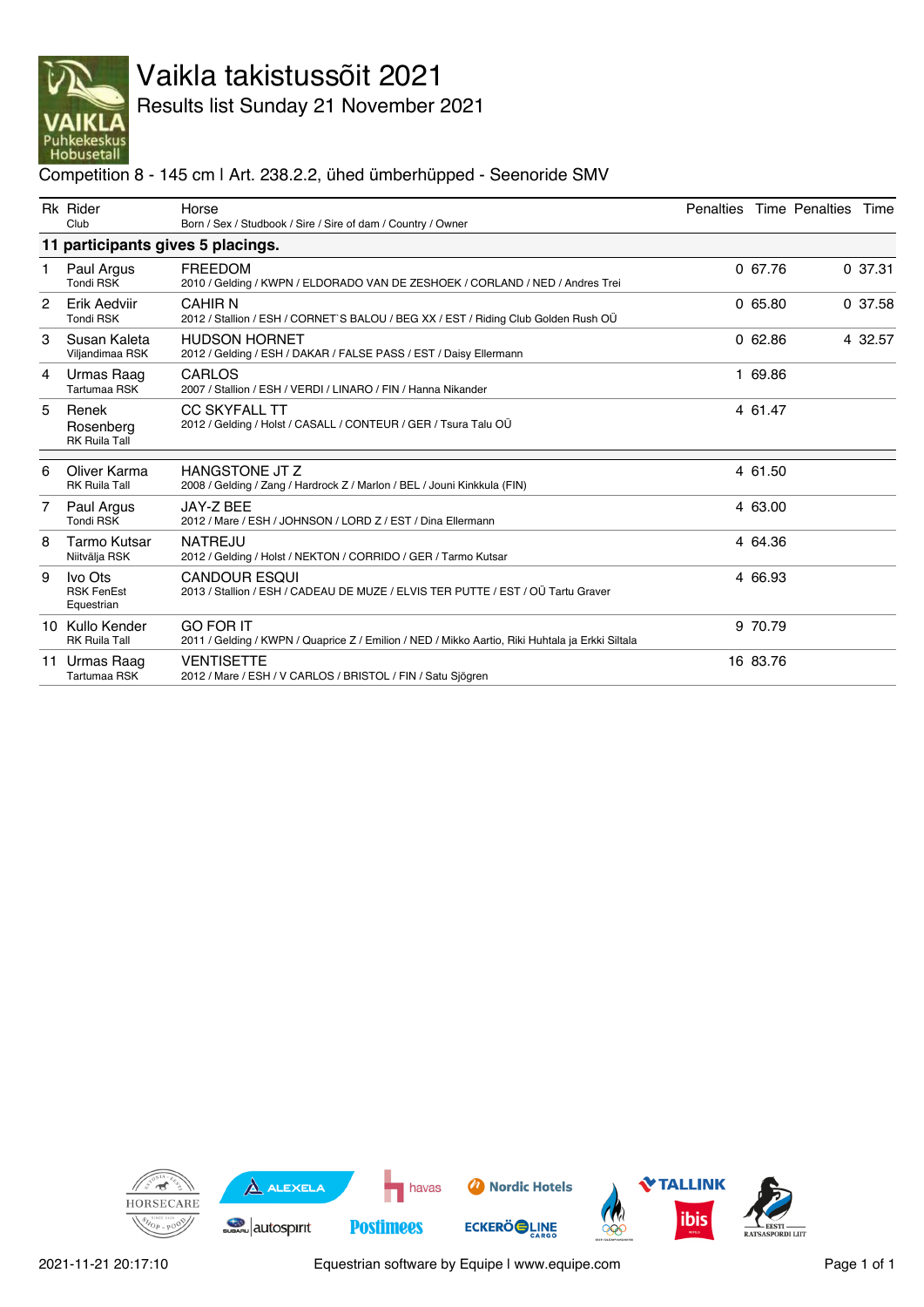# Vaikla takistussõit 2021

## Results list Sunday 21 November 2021

### Competition 8 - 145 cm | Art. 238.2.2, ühed ümberhüpped - Seenoride SMV

| Rk | Rider / Club | Horse / Born / Sex / Studbook / Sire / Sire of dam / Country / Owner | Penalties | Time | Penalties | Time |
|---|---|---|---|---|---|---|
| **11 participants gives 5 placings.** | | | | | | |
| 1 | Paul Argus<br>Tondi RSK | FREEDOM<br>2010 / Gelding / KWPN / ELDORADO VAN DE ZESHOEK / CORLAND / NED / Andres Trei | 0 | 67.76 | 0 | 37.31 |
| 2 | Erik Aedviir<br>Tondi RSK | CAHIR N<br>2012 / Stallion / ESH / CORNET`S BALOU / BEG XX / EST / Riding Club Golden Rush OÜ | 0 | 65.80 | 0 | 37.58 |
| 3 | Susan Kaleta<br>Viljandimaa RSK | HUDSON HORNET<br>2012 / Gelding / ESH / DAKAR / FALSE PASS / EST / Daisy Ellermann | 0 | 62.86 | 4 | 32.57 |
| 4 | Urmas Raag<br>Tartumaa RSK | CARLOS<br>2007 / Stallion / ESH / VERDI / LINARO / FIN / Hanna Nikander | 1 | 69.86 | | |
| 5 | Renek Rosenberg<br>RK Ruila Tall | CC SKYFALL TT<br>2012 / Gelding / Holst / CASALL / CONTEUR / GER / Tsura Talu OÜ | 4 | 61.47 | | |
| 6 | Oliver Karma<br>RK Ruila Tall | HANGSTONE JT Z<br>2008 / Gelding / Zang / Hardrock Z / Marlon / BEL / Jouni Kinkkula (FIN) | 4 | 61.50 | | |
| 7 | Paul Argus<br>Tondi RSK | JAY-Z BEE<br>2012 / Mare / ESH / JOHNSON / LORD Z / EST / Dina Ellermann | 4 | 63.00 | | |
| 8 | Tarmo Kutsar<br>Niitvälja RSK | NATREJU<br>2012 / Gelding / Holst / NEKTON / CORRIDO / GER / Tarmo Kutsar | 4 | 64.36 | | |
| 9 | Ivo Ots<br>RSK FenEst Equestrian | CANDOUR ESQUI<br>2013 / Stallion / ESH / CADEAU DE MUZE / ELVIS TER PUTTE / EST / OÜ Tartu Graver | 4 | 66.93 | | |
| 10 | Kullo Kender<br>RK Ruila Tall | GO FOR IT<br>2011 / Gelding / KWPN / Quaprice Z / Emilion / NED / Mikko Aartio, Riki Huhtala ja Erkki Siltala | 9 | 70.79 | | |
| 11 | Urmas Raag<br>Tartumaa RSK | VENTISETTE<br>2012 / Mare / ESH / V CARLOS / BRISTOL / FIN / Satu Sjögren | 16 | 83.76 | | |

2021-11-21 20:17:10 Equestrian software by Equipe | www.equipe.com